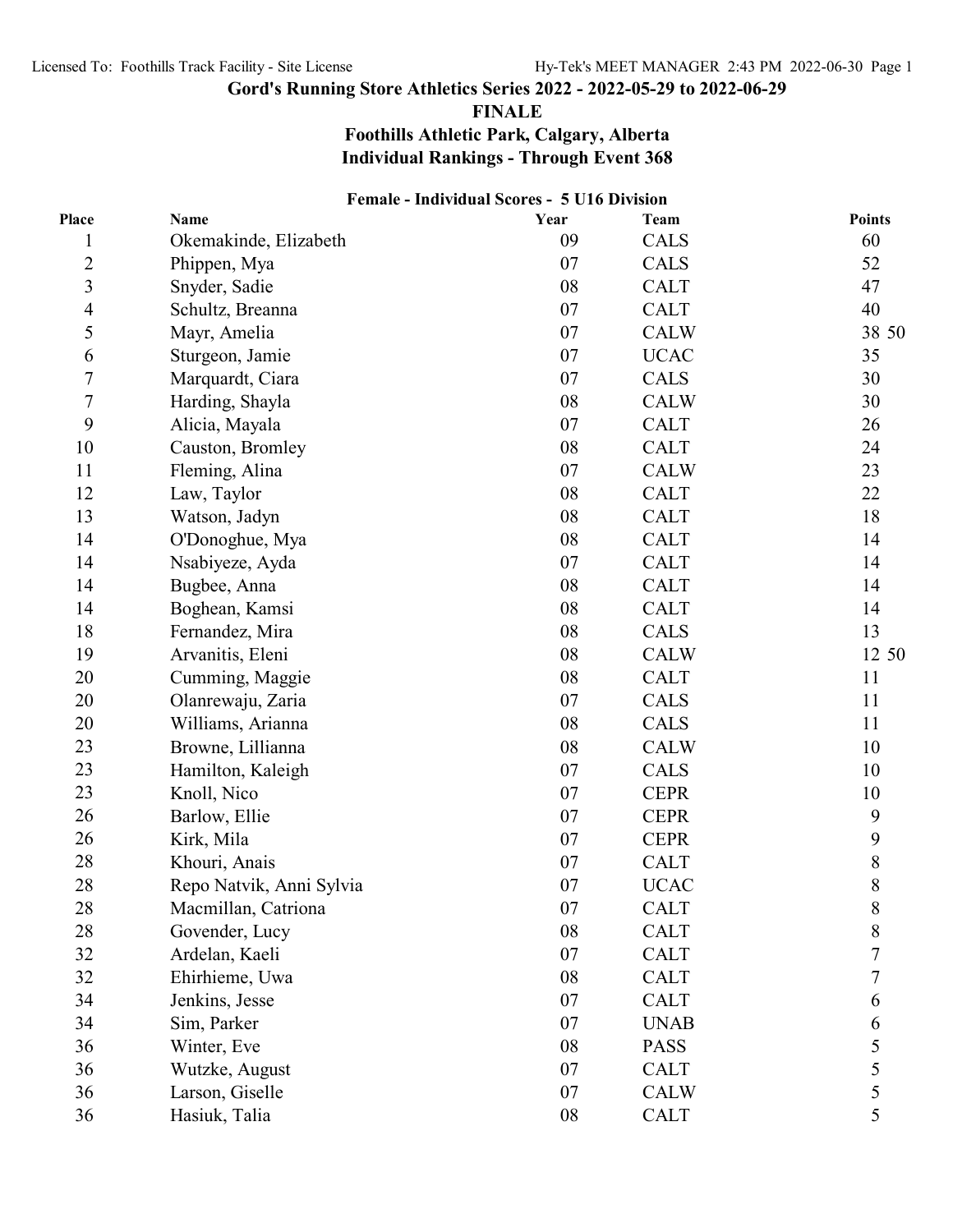Licensed To: Foothills Track Facility - Site License

# Gord's Running Store Athletics Series 2022 - 2022-05-29 to 2022-06-29

## FINALE

## Foothills Athletic Park, Calgary, Alberta

## Individual Rankings - Through Event 368

### Female - Individual Scores - 5 U16 Division

| Place | Name | Year | Team | Points |
|---|---|---|---|---|
| 1 | Okemakinde, Elizabeth | 09 | CALS | 60 |
| 2 | Phippen, Mya | 07 | CALS | 52 |
| 3 | Snyder, Sadie | 08 | CALT | 47 |
| 4 | Schultz, Breanna | 07 | CALT | 40 |
| 5 | Mayr, Amelia | 07 | CALW | 38 50 |
| 6 | Sturgeon, Jamie | 07 | UCAC | 35 |
| 7 | Marquardt, Ciara | 07 | CALS | 30 |
| 7 | Harding, Shayla | 08 | CALW | 30 |
| 9 | Alicia, Mayala | 07 | CALT | 26 |
| 10 | Causton, Bromley | 08 | CALT | 24 |
| 11 | Fleming, Alina | 07 | CALW | 23 |
| 12 | Law, Taylor | 08 | CALT | 22 |
| 13 | Watson, Jadyn | 08 | CALT | 18 |
| 14 | O'Donoghue, Mya | 08 | CALT | 14 |
| 14 | Nsabiyeze, Ayda | 07 | CALT | 14 |
| 14 | Bugbee, Anna | 08 | CALT | 14 |
| 14 | Boghean, Kamsi | 08 | CALT | 14 |
| 18 | Fernandez, Mira | 08 | CALS | 13 |
| 19 | Arvanitis, Eleni | 08 | CALW | 12 50 |
| 20 | Cumming, Maggie | 08 | CALT | 11 |
| 20 | Olanrewaju, Zaria | 07 | CALS | 11 |
| 20 | Williams, Arianna | 08 | CALS | 11 |
| 23 | Browne, Lillianna | 08 | CALW | 10 |
| 23 | Hamilton, Kaleigh | 07 | CALS | 10 |
| 23 | Knoll, Nico | 07 | CEPR | 10 |
| 26 | Barlow, Ellie | 07 | CEPR | 9 |
| 26 | Kirk, Mila | 07 | CEPR | 9 |
| 28 | Khouri, Anais | 07 | CALT | 8 |
| 28 | Repo Natvik, Anni Sylvia | 07 | UCAC | 8 |
| 28 | Macmillan, Catriona | 07 | CALT | 8 |
| 28 | Govender, Lucy | 08 | CALT | 8 |
| 32 | Ardelan, Kaeli | 07 | CALT | 7 |
| 32 | Ehirhieme, Uwa | 08 | CALT | 7 |
| 34 | Jenkins, Jesse | 07 | CALT | 6 |
| 34 | Sim, Parker | 07 | UNAB | 6 |
| 36 | Winter, Eve | 08 | PASS | 5 |
| 36 | Wutzke, August | 07 | CALT | 5 |
| 36 | Larson, Giselle | 07 | CALW | 5 |
| 36 | Hasiuk, Talia | 08 | CALT | 5 |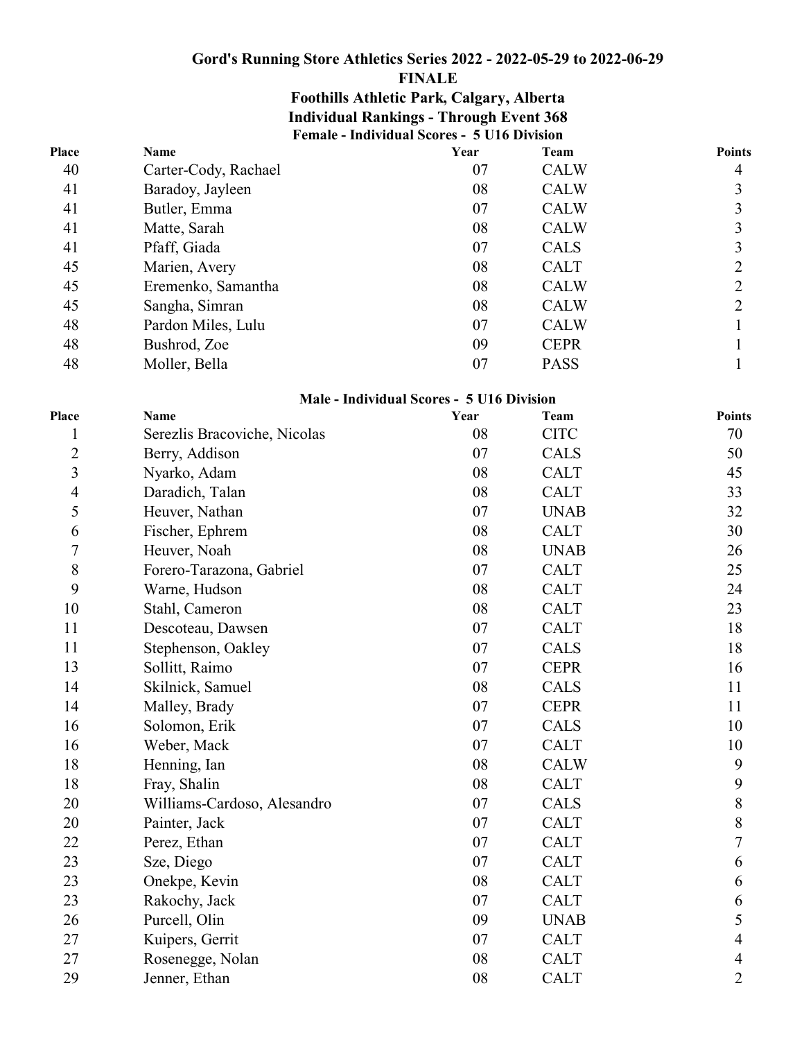# Gord's Running Store Athletics Series 2022 - 2022-05-29 to 2022-06-29

## FINALE

## Foothills Athletic Park, Calgary, Alberta

## Individual Rankings - Through Event 368

### Female - Individual Scores - 5 U16 Division

| Place | Name | Year | Team | Points |
|---|---|---|---|---|
| 40 | Carter-Cody, Rachael | 07 | CALW | 4 |
| 41 | Baradoy, Jayleen | 08 | CALW | 3 |
| 41 | Butler, Emma | 07 | CALW | 3 |
| 41 | Matte, Sarah | 08 | CALW | 3 |
| 41 | Pfaff, Giada | 07 | CALS | 3 |
| 45 | Marien, Avery | 08 | CALT | 2 |
| 45 | Eremenko, Samantha | 08 | CALW | 2 |
| 45 | Sangha, Simran | 08 | CALW | 2 |
| 48 | Pardon Miles, Lulu | 07 | CALW | 1 |
| 48 | Bushrod, Zoe | 09 | CEPR | 1 |
| 48 | Moller, Bella | 07 | PASS | 1 |

### Male - Individual Scores - 5 U16 Division

| Place | Name | Year | Team | Points |
|---|---|---|---|---|
| 1 | Serezlis Bracoviche, Nicolas | 08 | CITC | 70 |
| 2 | Berry, Addison | 07 | CALS | 50 |
| 3 | Nyarko, Adam | 08 | CALT | 45 |
| 4 | Daradich, Talan | 08 | CALT | 33 |
| 5 | Heuver, Nathan | 07 | UNAB | 32 |
| 6 | Fischer, Ephrem | 08 | CALT | 30 |
| 7 | Heuver, Noah | 08 | UNAB | 26 |
| 8 | Forero-Tarazona, Gabriel | 07 | CALT | 25 |
| 9 | Warne, Hudson | 08 | CALT | 24 |
| 10 | Stahl, Cameron | 08 | CALT | 23 |
| 11 | Descoteau, Dawsen | 07 | CALT | 18 |
| 11 | Stephenson, Oakley | 07 | CALS | 18 |
| 13 | Sollitt, Raimo | 07 | CEPR | 16 |
| 14 | Skilnick, Samuel | 08 | CALS | 11 |
| 14 | Malley, Brady | 07 | CEPR | 11 |
| 16 | Solomon, Erik | 07 | CALS | 10 |
| 16 | Weber, Mack | 07 | CALT | 10 |
| 18 | Henning, Ian | 08 | CALW | 9 |
| 18 | Fray, Shalin | 08 | CALT | 9 |
| 20 | Williams-Cardoso, Alesandro | 07 | CALS | 8 |
| 20 | Painter, Jack | 07 | CALT | 8 |
| 22 | Perez, Ethan | 07 | CALT | 7 |
| 23 | Sze, Diego | 07 | CALT | 6 |
| 23 | Onekpe, Kevin | 08 | CALT | 6 |
| 23 | Rakochy, Jack | 07 | CALT | 6 |
| 26 | Purcell, Olin | 09 | UNAB | 5 |
| 27 | Kuipers, Gerrit | 07 | CALT | 4 |
| 27 | Rosenegge, Nolan | 08 | CALT | 4 |
| 29 | Jenner, Ethan | 08 | CALT | 2 |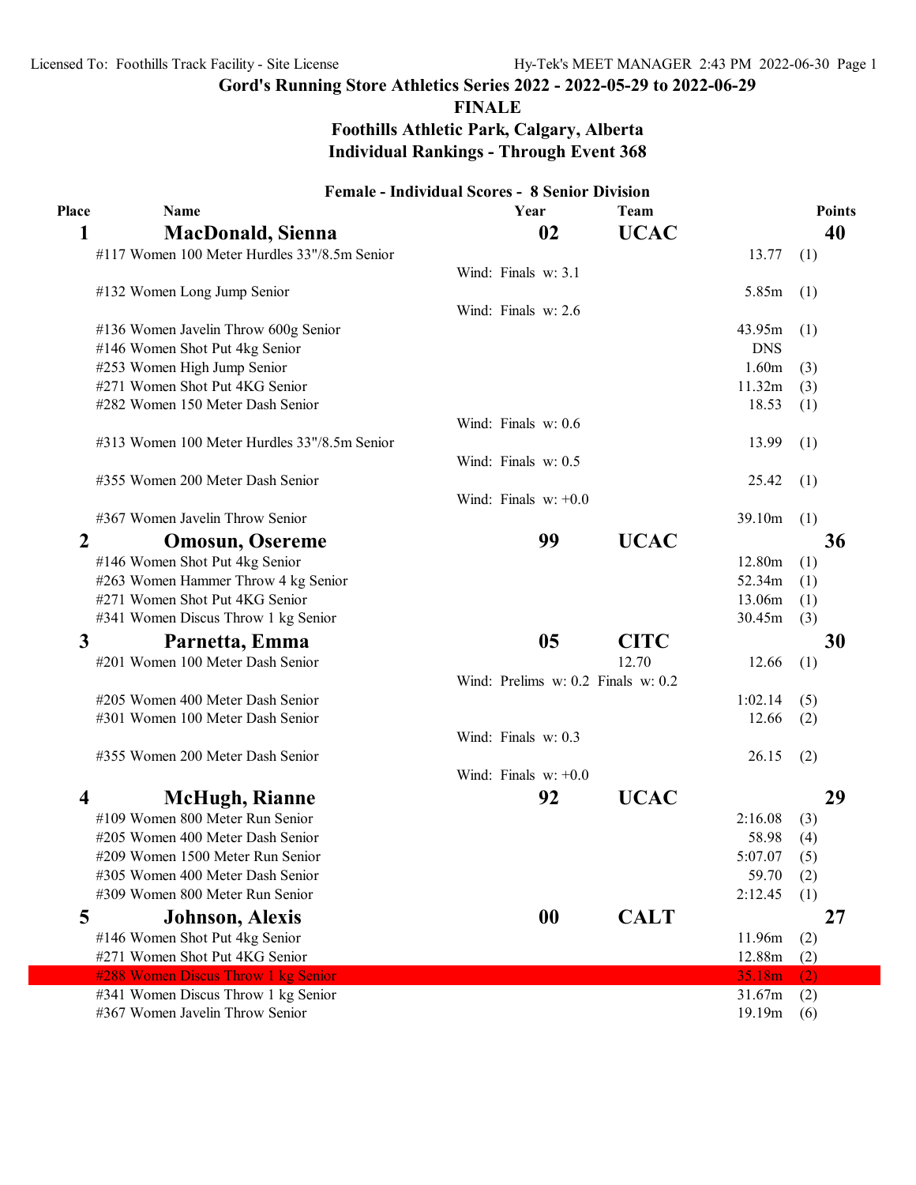Licensed To: Foothills Track Facility - Site License

## Gord's Running Store Athletics Series 2022 - 2022-05-29 to 2022-06-29

## FINALE

## Foothills Athletic Park, Calgary, Alberta

## Individual Rankings - Through Event 368

### Female - Individual Scores - 8 Senior Division

| Place | Name | Year | Team | | | Points |
|---|---|---|---|---|---|---|
| **1** | **MacDonald, Sienna** | **02** | **UCAC** | | | **40** |
| | #117 Women 100 Meter Hurdles 33"/8.5m Senior | Wind: Finals w: 3.1 | | 13.77 | (1) | |
| | #132 Women Long Jump Senior | Wind: Finals w: 2.6 | | 5.85m | (1) | |
| | #136 Women Javelin Throw 600g Senior | | | 43.95m | (1) | |
| | #146 Women Shot Put 4kg Senior | | | DNS | | |
| | #253 Women High Jump Senior | | | 1.60m | (3) | |
| | #271 Women Shot Put 4KG Senior | | | 11.32m | (3) | |
| | #282 Women 150 Meter Dash Senior | Wind: Finals w: 0.6 | | 18.53 | (1) | |
| | #313 Women 100 Meter Hurdles 33"/8.5m Senior | Wind: Finals w: 0.5 | | 13.99 | (1) | |
| | #355 Women 200 Meter Dash Senior | Wind: Finals w: +0.0 | | 25.42 | (1) | |
| | #367 Women Javelin Throw Senior | | | 39.10m | (1) | |
| **2** | **Omosun, Osereme** | **99** | **UCAC** | | | **36** |
| | #146 Women Shot Put 4kg Senior | | | 12.80m | (1) | |
| | #263 Women Hammer Throw 4 kg Senior | | | 52.34m | (1) | |
| | #271 Women Shot Put 4KG Senior | | | 13.06m | (1) | |
| | #341 Women Discus Throw 1 kg Senior | | | 30.45m | (3) | |
| **3** | **Parnetta, Emma** | **05** | **CITC** | | | **30** |
| | #201 Women 100 Meter Dash Senior | Wind: Prelims w: 0.2 Finals w: 0.2 | 12.70 | 12.66 | (1) | |
| | #205 Women 400 Meter Dash Senior | | | 1:02.14 | (5) | |
| | #301 Women 100 Meter Dash Senior | Wind: Finals w: 0.3 | | 12.66 | (2) | |
| | #355 Women 200 Meter Dash Senior | Wind: Finals w: +0.0 | | 26.15 | (2) | |
| **4** | **McHugh, Rianne** | **92** | **UCAC** | | | **29** |
| | #109 Women 800 Meter Run Senior | | | 2:16.08 | (3) | |
| | #205 Women 400 Meter Dash Senior | | | 58.98 | (4) | |
| | #209 Women 1500 Meter Run Senior | | | 5:07.07 | (5) | |
| | #305 Women 400 Meter Dash Senior | | | 59.70 | (2) | |
| | #309 Women 800 Meter Run Senior | | | 2:12.45 | (1) | |
| **5** | **Johnson, Alexis** | **00** | **CALT** | | | **27** |
| | #146 Women Shot Put 4kg Senior | | | 11.96m | (2) | |
| | #271 Women Shot Put 4KG Senior | | | 12.88m | (2) | |
| | #288 Women Discus Throw 1 kg Senior | | | 35.18m | (2) | |
| | #341 Women Discus Throw 1 kg Senior | | | 31.67m | (2) | |
| | #367 Women Javelin Throw Senior | | | 19.19m | (6) | |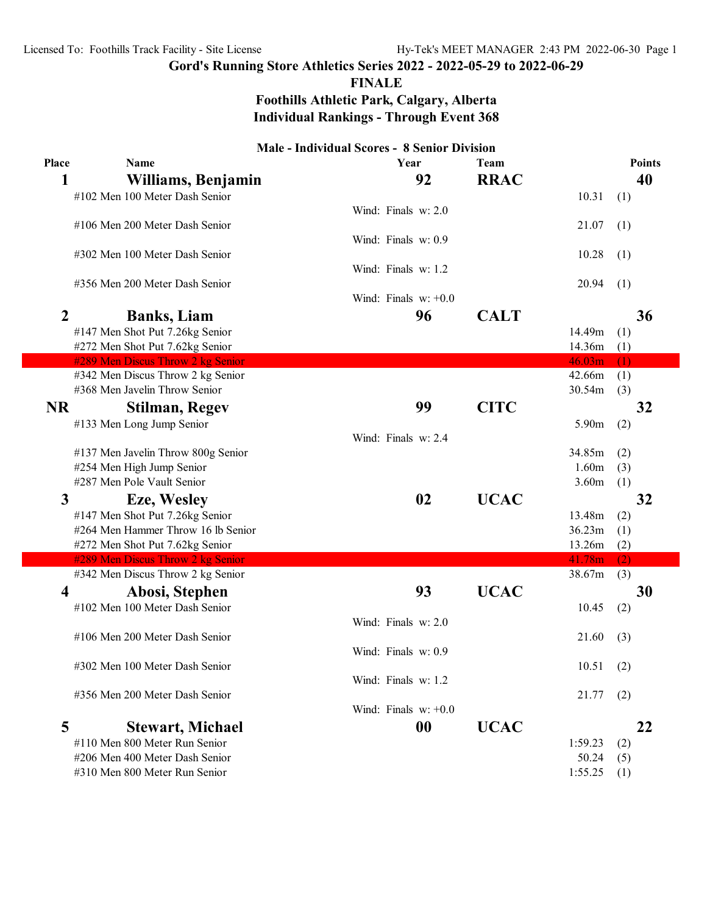Licensed To: Foothills Track Facility - Site License

Hy-Tek's MEET MANAGER 2:43 PM 2022-06-30

## Gord's Running Store Athletics Series 2022 - 2022-05-29 to 2022-06-29

## FINALE

## Foothills Athletic Park, Calgary, Alberta

## Individual Rankings - Through Event 368

### Male - Individual Scores - 8 Senior Division

| Place | Name | Year | Team | | Points |
|---|---|---|---|---|---|
| **1** | **Williams, Benjamin** | **92** | **RRAC** | | **40** |
| | #102 Men 100 Meter Dash Senior | Wind: Finals w: 2.0 | | 10.31 | (1) |
| | #106 Men 200 Meter Dash Senior | Wind: Finals w: 0.9 | | 21.07 | (1) |
| | #302 Men 100 Meter Dash Senior | Wind: Finals w: 1.2 | | 10.28 | (1) |
| | #356 Men 200 Meter Dash Senior | Wind: Finals w: +0.0 | | 20.94 | (1) |
| **2** | **Banks, Liam** | **96** | **CALT** | | **36** |
| | #147 Men Shot Put 7.26kg Senior | | | 14.49m | (1) |
| | #272 Men Shot Put 7.62kg Senior | | | 14.36m | (1) |
| | #289 Men Discus Throw 2 kg Senior | | | 46.03m | (1) |
| | #342 Men Discus Throw 2 kg Senior | | | 42.66m | (1) |
| | #368 Men Javelin Throw Senior | | | 30.54m | (3) |
| **NR** | **Stilman, Regev** | **99** | **CITC** | | **32** |
| | #133 Men Long Jump Senior | Wind: Finals w: 2.4 | | 5.90m | (2) |
| | #137 Men Javelin Throw 800g Senior | | | 34.85m | (2) |
| | #254 Men High Jump Senior | | | 1.60m | (3) |
| | #287 Men Pole Vault Senior | | | 3.60m | (1) |
| **3** | **Eze, Wesley** | **02** | **UCAC** | | **32** |
| | #147 Men Shot Put 7.26kg Senior | | | 13.48m | (2) |
| | #264 Men Hammer Throw 16 lb Senior | | | 36.23m | (1) |
| | #272 Men Shot Put 7.62kg Senior | | | 13.26m | (2) |
| | #289 Men Discus Throw 2 kg Senior | | | 41.78m | (2) |
| | #342 Men Discus Throw 2 kg Senior | | | 38.67m | (3) |
| **4** | **Abosi, Stephen** | **93** | **UCAC** | | **30** |
| | #102 Men 100 Meter Dash Senior | Wind: Finals w: 2.0 | | 10.45 | (2) |
| | #106 Men 200 Meter Dash Senior | Wind: Finals w: 0.9 | | 21.60 | (3) |
| | #302 Men 100 Meter Dash Senior | Wind: Finals w: 1.2 | | 10.51 | (2) |
| | #356 Men 200 Meter Dash Senior | Wind: Finals w: +0.0 | | 21.77 | (2) |
| **5** | **Stewart, Michael** | **00** | **UCAC** | | **22** |
| | #110 Men 800 Meter Run Senior | | | 1:59.23 | (2) |
| | #206 Men 400 Meter Dash Senior | | | 50.24 | (5) |
| | #310 Men 800 Meter Run Senior | | | 1:55.25 | (1) |